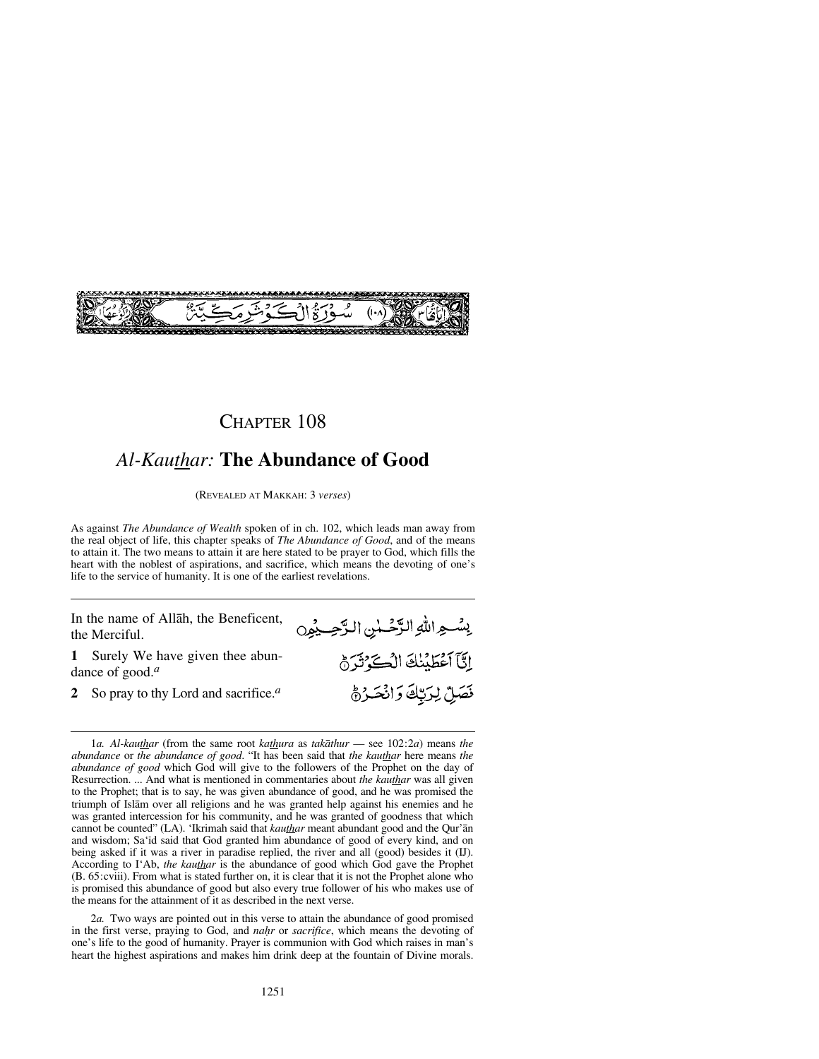سُورَةُ الْكَوْثَرِ مَكِّيَّةٌ (١٠٨)

# CHAPTER 108

## *Al-Kauthar:* The Abundance of Good

(REVEALED AT MAKKAH: 3 *verses*)

As against *The Abundance of Wealth* spoken of in ch. 102, which leads man away from the real object of life, this chapter speaks of *The Abundance of Good*, and of the means to attain it. The two means to attain it are here stated to be prayer to God, which fills the heart with the noblest of aspirations, and sacrifice, which means the devoting of one's life to the service of humanity. It is one of the earliest revelations.

In the name of Allāh, the Beneficent, the Merciful.

بِسْمِ اللّٰهِ الرَّحْمٰنِ الرَّحِيْمِ

**1** Surely We have given thee abundance of good.[a]

إِنَّآ أَعْطَيْنٰكَ الْكَوْثَرَ ۞

**2** So pray to thy Lord and sacrifice.[a]

فَصَلِّ لِرَبِّكَ وَانْحَرْ ۞

---

1*a.* *Al-kauthar* (from the same root *kathura* as *takāthur* — see 102:2*a*) means *the abundance* or *the abundance of good*. "It has been said that *the kauthar* here means *the abundance of good* which God will give to the followers of the Prophet on the day of Resurrection. ... And what is mentioned in commentaries about *the kauthar* was all given to the Prophet; that is to say, he was given abundance of good, and he was promised the triumph of Islām over all religions and he was granted help against his enemies and he was granted intercession for his community, and he was granted of goodness that which cannot be counted" (LA). 'Ikrimah said that *kauthar* meant abundant good and the Qur'ān and wisdom; Sa'īd said that God granted him abundance of good of every kind, and on being asked if it was a river in paradise replied, the river and all (good) besides it (IJ). According to I'Ab, *the kauthar* is the abundance of good which God gave the Prophet (B. 65:cviii). From what is stated further on, it is clear that it is not the Prophet alone who is promised this abundance of good but also every true follower of his who makes use of the means for the attainment of it as described in the next verse.

2*a.* Two ways are pointed out in this verse to attain the abundance of good promised in the first verse, praying to God, and *naḥr* or *sacrifice*, which means the devoting of one's life to the good of humanity. Prayer is communion with God which raises in man's heart the highest aspirations and makes him drink deep at the fountain of Divine morals.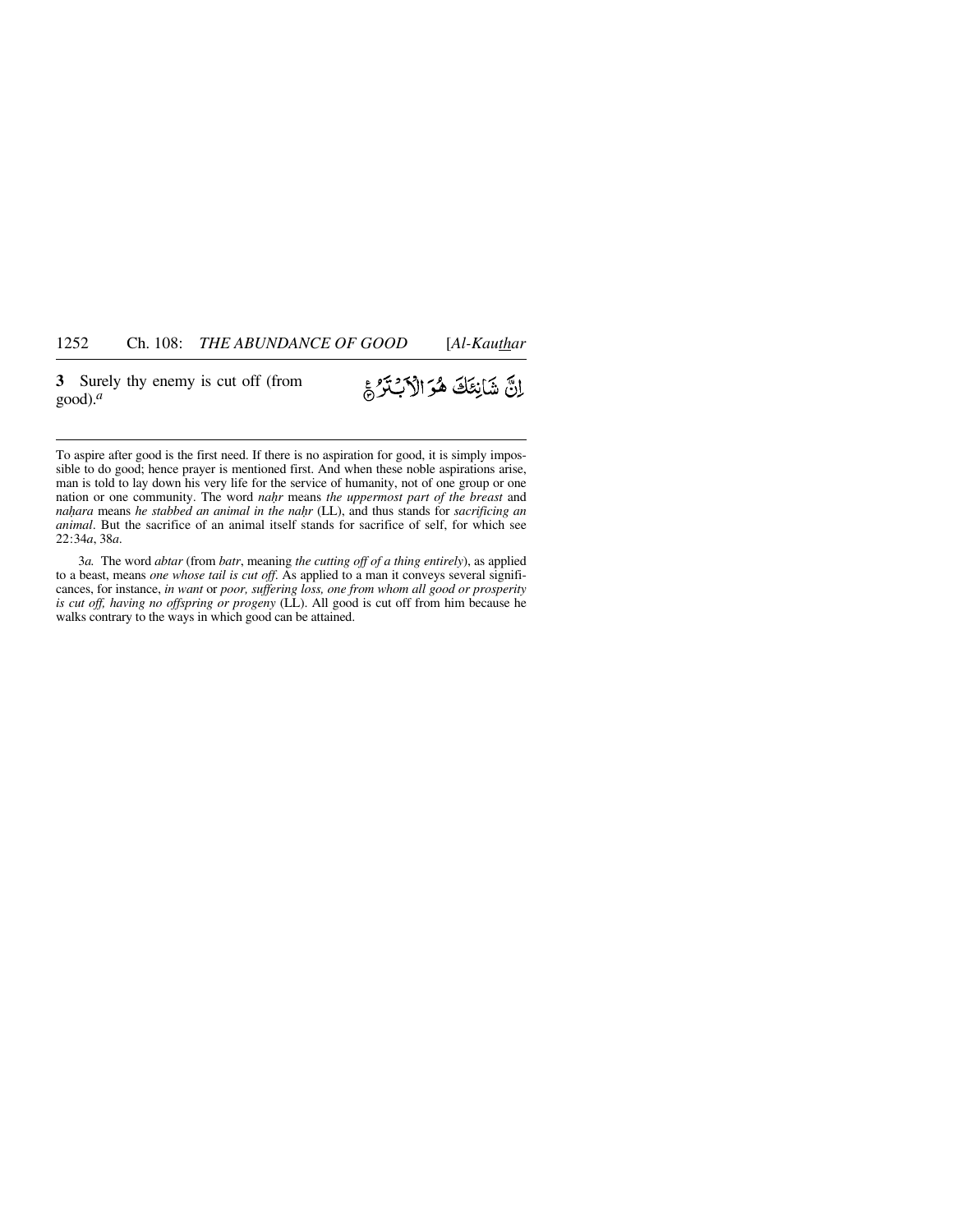**3** Surely thy enemy is cut off (from good).[a]

إِنَّ شَانِئَكَ هُوَ الْأَبْتَرُ ﴿٣﴾

---

To aspire after good is the first need. If there is no aspiration for good, it is simply impossible to do good; hence prayer is mentioned first. And when these noble aspirations arise, man is told to lay down his very life for the service of humanity, not of one group or one nation or one community. The word *naḥr* means *the uppermost part of the breast* and *naḥara* means *he stabbed an animal in the naḥr* (LL), and thus stands for *sacrificing an animal*. But the sacrifice of an animal itself stands for sacrifice of self, for which see 22:34*a*, 38*a*.

3*a*. The word *abtar* (from *batr*, meaning *the cutting off of a thing entirely*), as applied to a beast, means *one whose tail is cut off*. As applied to a man it conveys several significances, for instance, *in want* or *poor, suffering loss, one from whom all good or prosperity is cut off, having no offspring or progeny* (LL). All good is cut off from him because he walks contrary to the ways in which good can be attained.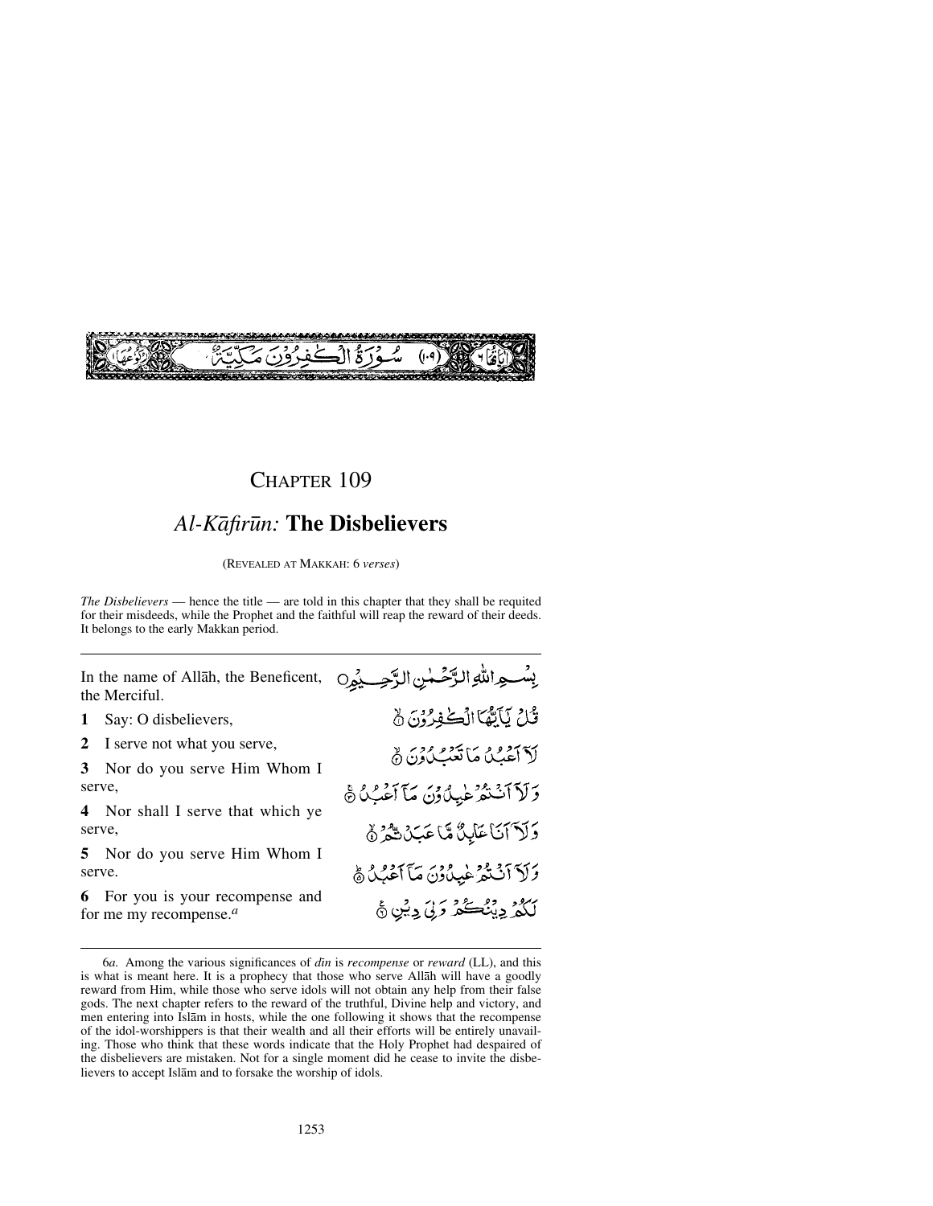سُوْرَةُ الْكٰفِرُوْنَ مَكِّيَّةٌ (١٠٩)

# CHAPTER 109

## *Al-Kāfirūn:* The Disbelievers

(REVEALED AT MAKKAH: 6 *verses*)

*The Disbelievers* — hence the title — are told in this chapter that they shall be requited for their misdeeds, while the Prophet and the faithful will reap the reward of their deeds. It belongs to the early Makkan period.

---

In the name of Allāh, the Beneficent, the Merciful.

بِسْمِ اللّٰهِ الرَّحْمٰنِ الرَّحِيْمِ

**1** Say: O disbelievers,

قُلْ يٰٓاَيُّهَا الْكٰفِرُوْنَ ۙ

**2** I serve not what you serve,

لَآ اَعْبُدُ مَا تَعْبُدُوْنَ ۙ

**3** Nor do you serve Him Whom I serve,

وَلَآ اَنْتُمْ عٰبِدُوْنَ مَآ اَعْبُدُ ۚ

**4** Nor shall I serve that which ye serve,

وَلَآ اَنَا عَابِدٌ مَّا عَبَدْتُّمْ ۙ

**5** Nor do you serve Him Whom I serve.

وَلَآ اَنْتُمْ عٰبِدُوْنَ مَآ اَعْبُدُ ۗ

**6** For you is your recompense and for me my recompense.[a]

لَكُمْ دِيْنُكُمْ وَلِيَ دِيْنِ ۧ

---

6*a.* Among the various significances of *dīn* is *recompense* or *reward* (LL), and this is what is meant here. It is a prophecy that those who serve Allāh will have a goodly reward from Him, while those who serve idols will not obtain any help from their false gods. The next chapter refers to the reward of the truthful, Divine help and victory, and men entering into Islām in hosts, while the one following it shows that the recompense of the idol-worshippers is that their wealth and all their efforts will be entirely unavailing. Those who think that these words indicate that the Holy Prophet had despaired of the disbelievers are mistaken. Not for a single moment did he cease to invite the disbelievers to accept Islām and to forsake the worship of idols.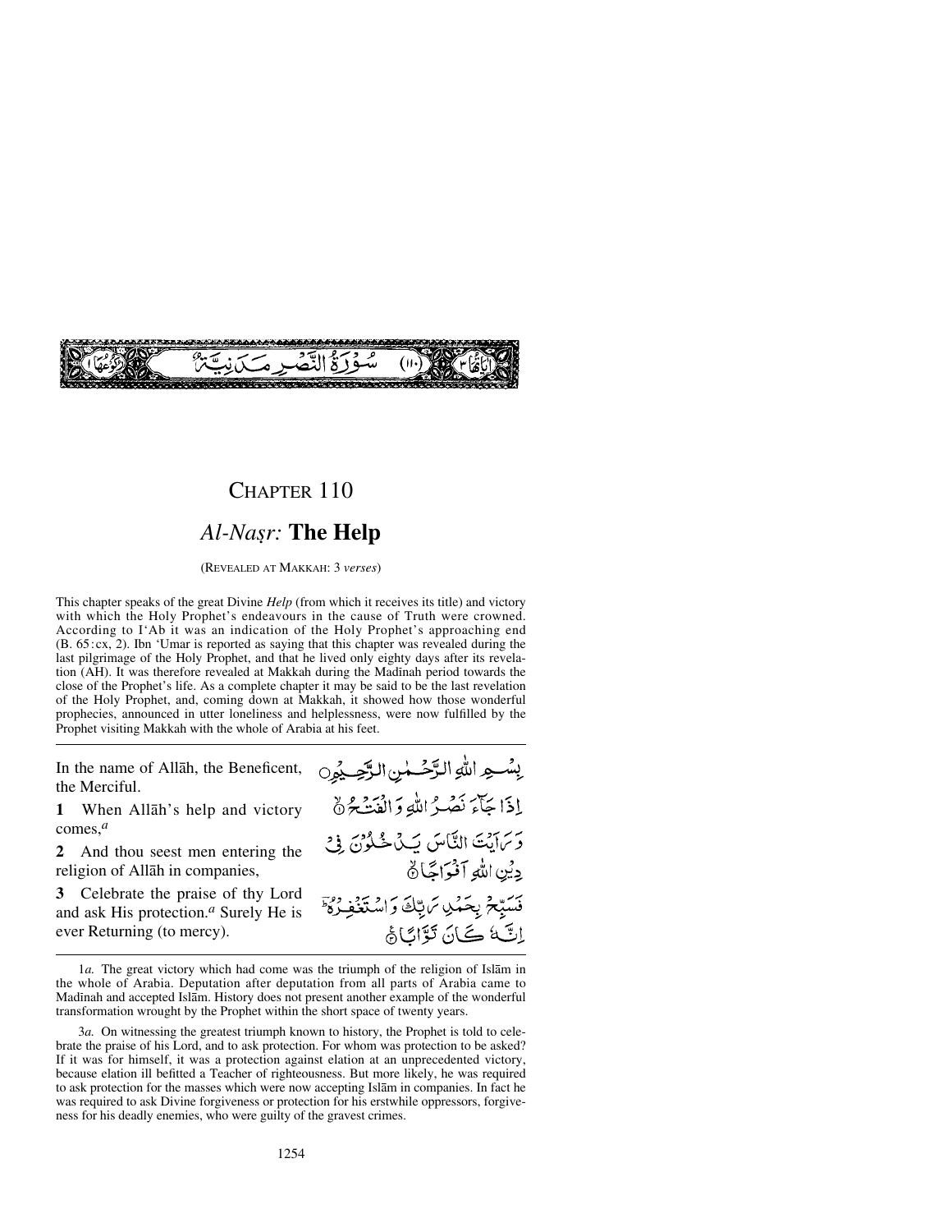سُوْرَةُ النَّصْرِ مَدَنِيَّةٌ (١١٠)

# CHAPTER 110

## *Al-Naṣr:* **The Help**

(REVEALED AT MAKKAH: 3 *verses*)

This chapter speaks of the great Divine *Help* (from which it receives its title) and victory with which the Holy Prophet's endeavours in the cause of Truth were crowned. According to I'Ab it was an indication of the Holy Prophet's approaching end (B. 65:cx, 2). Ibn 'Umar is reported as saying that this chapter was revealed during the last pilgrimage of the Holy Prophet, and that he lived only eighty days after its revelation (AH). It was therefore revealed at Makkah during the Madīnah period towards the close of the Prophet's life. As a complete chapter it may be said to be the last revelation of the Holy Prophet, and, coming down at Makkah, it showed how those wonderful prophecies, announced in utter loneliness and helplessness, were now fulfilled by the Prophet visiting Makkah with the whole of Arabia at his feet.

In the name of Allāh, the Beneficent, the Merciful.

بِسْمِ اللّٰهِ الرَّحْمٰنِ الرَّحِيْمِ

**1** When Allāh's help and victory comes,[a]

إِذَا جَآءَ نَصْرُ اللّٰهِ وَالْفَتْحُ ﴿١﴾

**2** And thou seest men entering the religion of Allāh in companies,

وَرَاَيْتَ النَّاسَ يَدْخُلُوْنَ فِيْ دِيْنِ اللّٰهِ اَفْوَاجًا ﴿٢﴾

**3** Celebrate the praise of thy Lord and ask His protection.[a] Surely He is ever Returning (to mercy).

فَسَبِّحْ بِحَمْدِ رَبِّكَ وَاسْتَغْفِرْهُ ؕ اِنَّهٗ كَانَ تَوَّابًا ﴿٣﴾

---

1*a.* The great victory which had come was the triumph of the religion of Islām in the whole of Arabia. Deputation after deputation from all parts of Arabia came to Madīnah and accepted Islām. History does not present another example of the wonderful transformation wrought by the Prophet within the short space of twenty years.

3*a.* On witnessing the greatest triumph known to history, the Prophet is told to celebrate the praise of his Lord, and to ask protection. For whom was protection to be asked? If it was for himself, it was a protection against elation at an unprecedented victory, because elation ill befitted a Teacher of righteousness. But more likely, he was required to ask protection for the masses which were now accepting Islām in companies. In fact he was required to ask Divine forgiveness or protection for his erstwhile oppressors, forgiveness for his deadly enemies, who were guilty of the gravest crimes.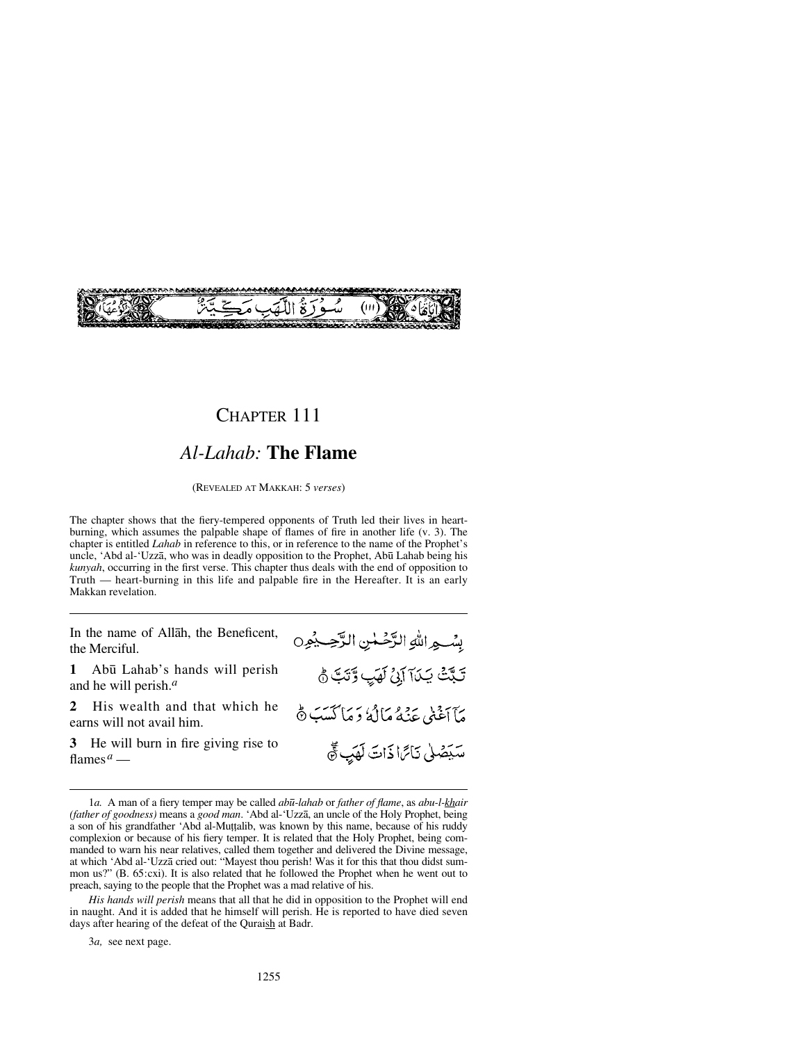سُورَةُ اللَّهَبِ مَكِّيَّةٌ (١١١)

# CHAPTER 111

## *Al-Lahab:* The Flame

(REVEALED AT MAKKAH: 5 *verses*)

The chapter shows that the fiery-tempered opponents of Truth led their lives in heart-burning, which assumes the palpable shape of flames of fire in another life (v. 3). The chapter is entitled *Lahab* in reference to this, or in reference to the name of the Prophet's uncle, 'Abd al-'Uzzā, who was in deadly opposition to the Prophet, Abū Lahab being his *kunyah*, occurring in the first verse. This chapter thus deals with the end of opposition to Truth — heart-burning in this life and palpable fire in the Hereafter. It is an early Makkan revelation.

---

In the name of Allāh, the Beneficent, the Merciful.

بِسْمِ اللّٰهِ الرَّحْمٰنِ الرَّحِيْمِ

**1** Abū Lahab's hands will perish and he will perish.[a]

تَبَّتْ يَدَآ اَبِىْ لَهَبٍ وَّتَبَّ ۞

**2** His wealth and that which he earns will not avail him.

مَآ اَغْنٰى عَنْهُ مَالُهٗ وَمَا كَسَبَ ۞

**3** He will burn in fire giving rise to flames[a] —

سَيَصْلٰى نَارًا ذَاتَ لَهَبٍ ۞

---

1*a.* A man of a fiery temper may be called *abū-lahab* or *father of flame*, as *abu-l-khair (father of goodness)* means a *good man*. 'Abd al-'Uzzā, an uncle of the Holy Prophet, being a son of his grandfather 'Abd al-Muṭṭalib, was known by this name, because of his ruddy complexion or because of his fiery temper. It is related that the Holy Prophet, being commanded to warn his near relatives, called them together and delivered the Divine message, at which 'Abd al-'Uzzā cried out: "Mayest thou perish! Was it for this that thou didst summon us?" (B. 65:cxi). It is also related that he followed the Prophet when he went out to preach, saying to the people that the Prophet was a mad relative of his.

*His hands will perish* means that all that he did in opposition to the Prophet will end in naught. And it is added that he himself will perish. He is reported to have died seven days after hearing of the defeat of the Quraish at Badr.

3*a,* see next page.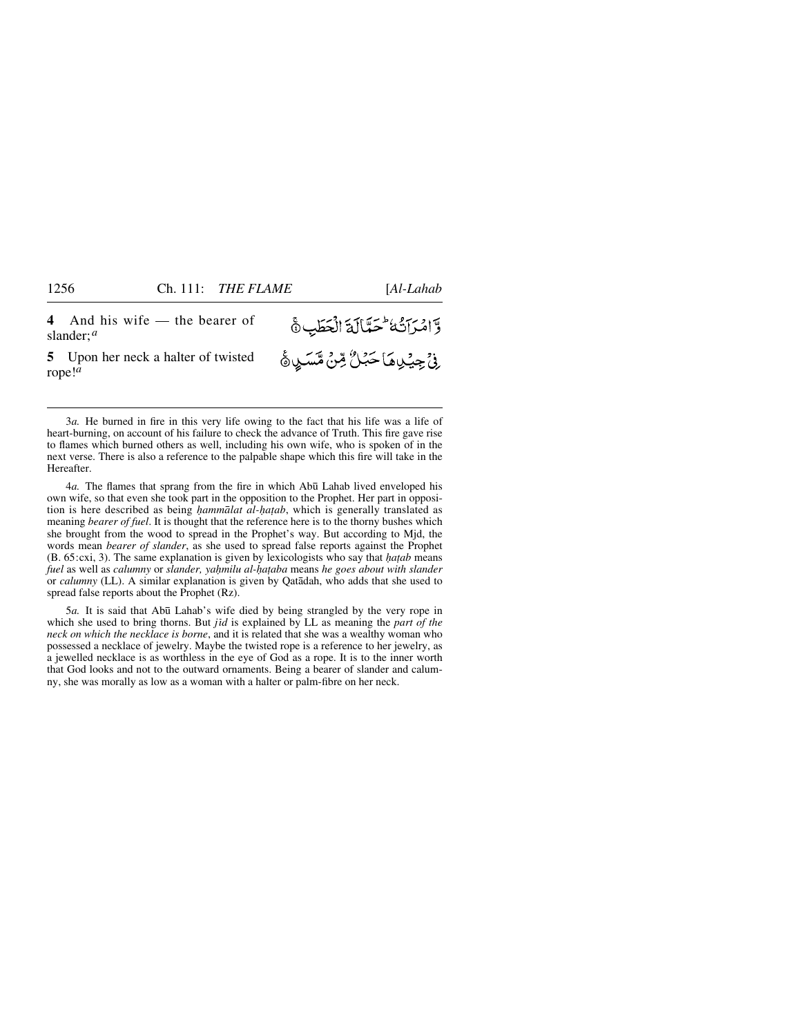4 And his wife — the bearer of slander;[a]

وَّ امْرَاَتُهٗ ؕ حَمَّالَةَ الْحَطَبِ ۚ

5 Upon her neck a halter of twisted rope![a]

فِیۡ جِیۡدِهَا حَبۡلٌ مِّنۡ مَّسَدٍ ۟

---

3*a.* He burned in fire in this very life owing to the fact that his life was a life of heart-burning, on account of his failure to check the advance of Truth. This fire gave rise to flames which burned others as well, including his own wife, who is spoken of in the next verse. There is also a reference to the palpable shape which this fire will take in the Hereafter.

4*a.* The flames that sprang from the fire in which Abū Lahab lived enveloped his own wife, so that even she took part in the opposition to the Prophet. Her part in opposition is here described as being *ḥammālat al-ḥaṭab*, which is generally translated as meaning *bearer of fuel*. It is thought that the reference here is to the thorny bushes which she brought from the wood to spread in the Prophet's way. But according to Mjd, the words mean *bearer of slander*, as she used to spread false reports against the Prophet (B. 65:cxi, 3). The same explanation is given by lexicologists who say that *ḥaṭab* means *fuel* as well as *calumny* or *slander, yaḥmilu al-ḥaṭaba* means *he goes about with slander* or *calumny* (LL). A similar explanation is given by Qatādah, who adds that she used to spread false reports about the Prophet (Rz).

5*a.* It is said that Abū Lahab's wife died by being strangled by the very rope in which she used to bring thorns. But *jīd* is explained by LL as meaning the *part of the neck on which the necklace is borne*, and it is related that she was a wealthy woman who possessed a necklace of jewelry. Maybe the twisted rope is a reference to her jewelry, as a jewelled necklace is as worthless in the eye of God as a rope. It is to the inner worth that God looks and not to the outward ornaments. Being a bearer of slander and calumny, she was morally as low as a woman with a halter or palm-fibre on her neck.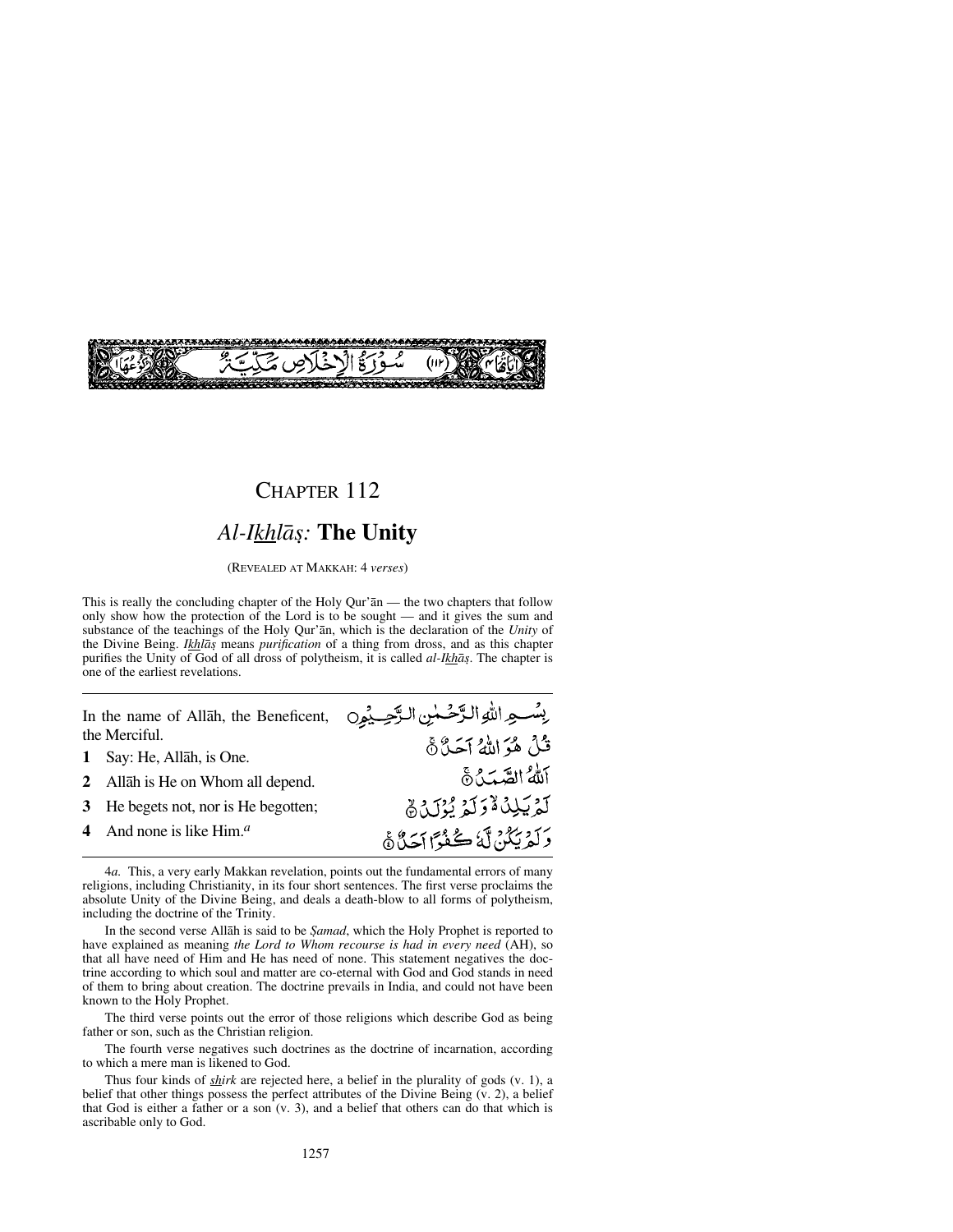سُورَةُ الْإِخْلَاصِ مَكِّيَّةٌ (١١٢)

# CHAPTER 112

## *Al-Ikhlāṣ:* The Unity

(REVEALED AT MAKKAH: 4 *verses*)

This is really the concluding chapter of the Holy Qur'ān — the two chapters that follow only show how the protection of the Lord is to be sought — and it gives the sum and substance of the teachings of the Holy Qur'ān, which is the declaration of the *Unity* of the Divine Being. *Ikhlāṣ* means *purification* of a thing from dross, and as this chapter purifies the Unity of God of all dross of polytheism, it is called *al-Ikhāṣ*. The chapter is one of the earliest revelations.

---

In the name of Allāh, the Beneficent, the Merciful.

بِسْمِ اللّٰهِ الرَّحْمٰنِ الرَّحِيْمِ

**1** Say: He, Allāh, is One.

قُلْ هُوَ اللّٰهُ أَحَدٌ ﴿١﴾

**2** Allāh is He on Whom all depend.

اَللّٰهُ الصَّمَدُ ﴿٢﴾

**3** He begets not, nor is He begotten;

لَمْ يَلِدْ وَلَمْ يُوْلَدْ ﴿٣﴾

**4** And none is like Him.[a]

وَلَمْ يَكُنْ لَّهٗ كُفُوًا أَحَدٌ ﴿٤﴾

---

4*a*. This, a very early Makkan revelation, points out the fundamental errors of many religions, including Christianity, in its four short sentences. The first verse proclaims the absolute Unity of the Divine Being, and deals a death-blow to all forms of polytheism, including the doctrine of the Trinity.

In the second verse Allāh is said to be *Ṣamad*, which the Holy Prophet is reported to have explained as meaning *the Lord to Whom recourse is had in every need* (AH), so that all have need of Him and He has need of none. This statement negatives the doctrine according to which soul and matter are co-eternal with God and God stands in need of them to bring about creation. The doctrine prevails in India, and could not have been known to the Holy Prophet.

The third verse points out the error of those religions which describe God as being father or son, such as the Christian religion.

The fourth verse negatives such doctrines as the doctrine of incarnation, according to which a mere man is likened to God.

Thus four kinds of *shirk* are rejected here, a belief in the plurality of gods (v. 1), a belief that other things possess the perfect attributes of the Divine Being (v. 2), a belief that God is either a father or a son (v. 3), and a belief that others can do that which is ascribable only to God.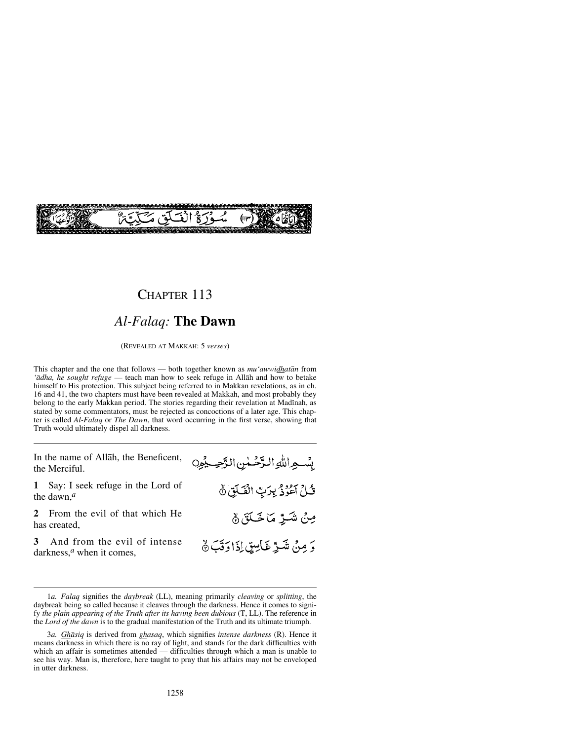سُوْرَةُ الْفَلَقِ مَكِّيَّةٌ (١١٣)

# CHAPTER 113

## *Al-Falaq:* **The Dawn**

(REVEALED AT MAKKAH: 5 *verses*)

This chapter and the one that follows — both together known as *mu'awwidhatān* from *'ādha, he sought refuge* — teach man how to seek refuge in Allāh and how to betake himself to His protection. This subject being referred to in Makkan revelations, as in ch. 16 and 41, the two chapters must have been revealed at Makkah, and most probably they belong to the early Makkan period. The stories regarding their revelation at Madinah, as stated by some commentators, must be rejected as concoctions of a later age. This chapter is called *Al-Falaq* or *The Dawn*, that word occurring in the first verse, showing that Truth would ultimately dispel all darkness.

---

In the name of Allāh, the Beneficent, the Merciful.

بِسْمِ اللّٰهِ الرَّحْمٰنِ الرَّحِيْمِ

**1** Say: I seek refuge in the Lord of the dawn,[a]

قُلْ اَعُوْذُ بِرَبِّ الْفَلَقِ ۙ

**2** From the evil of that which He has created,

مِنْ شَرِّ مَا خَلَقَ ۙ

**3** And from the evil of intense darkness,[a] when it comes,

وَ مِنْ شَرِّ غَاسِقٍ اِذَا وَقَبَ ۙ

---

1*a. Falaq* signifies the *daybreak* (LL), meaning primarily *cleaving* or *splitting*, the daybreak being so called because it cleaves through the darkness. Hence it comes to signify *the plain appearing of the Truth after its having been dubious* (T, LL). The reference in the *Lord of the dawn* is to the gradual manifestation of the Truth and its ultimate triumph.

3*a. Ghāsiq* is derived from *ghasaq*, which signifies *intense darkness* (R). Hence it means darkness in which there is no ray of light, and stands for the dark difficulties with which an affair is sometimes attended — difficulties through which a man is unable to see his way. Man is, therefore, here taught to pray that his affairs may not be enveloped in utter darkness.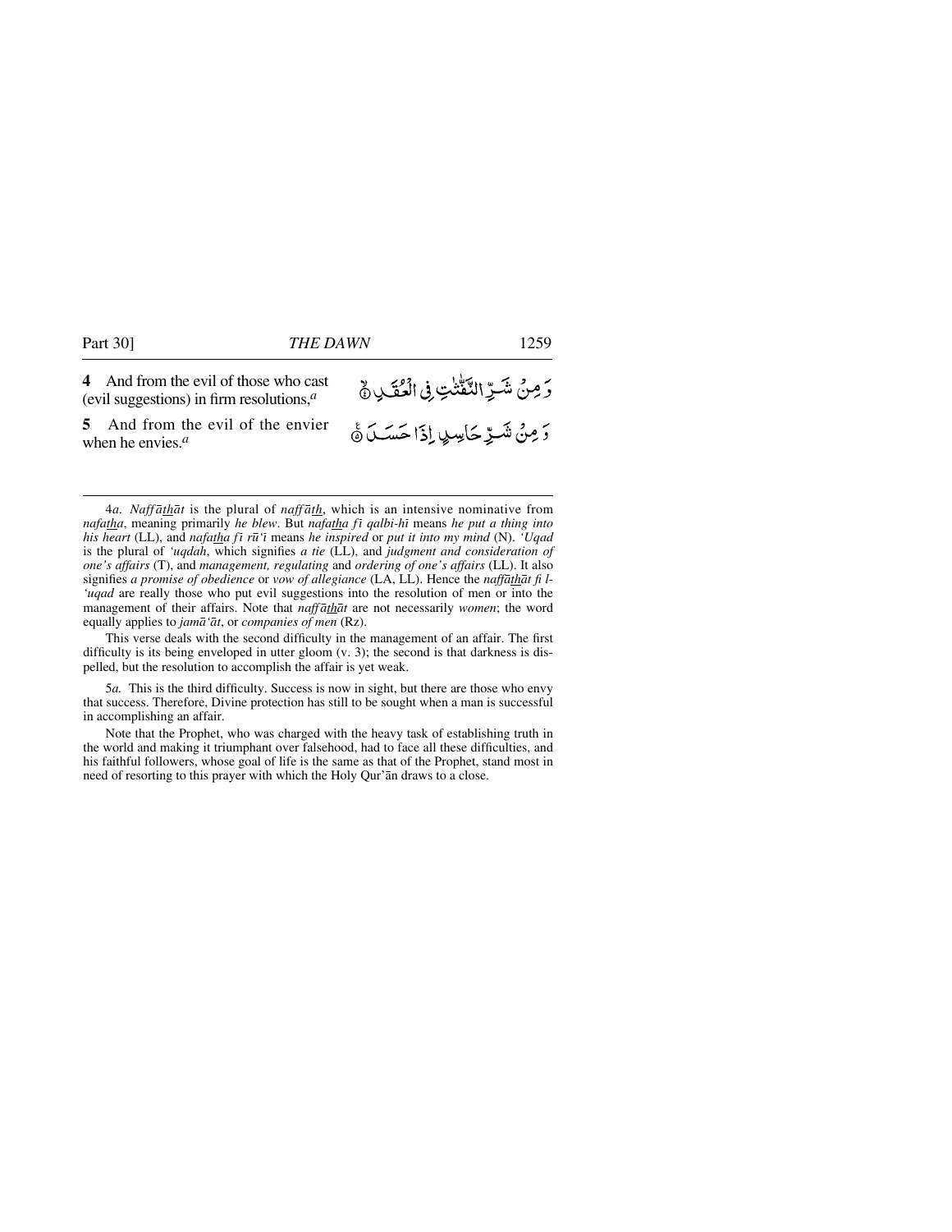**4** And from the evil of those who cast (evil suggestions) in firm resolutions,[a]

وَمِنْ شَرِّ النَّفّٰثٰتِ فِي الْعُقَدِ ۝

**5** And from the evil of the envier when he envies.[a]

وَمِنْ شَرِّ حَاسِدٍ إِذَا حَسَدَ ۝

---

4*a*. *Naffāthāt* is the plural of *naffāth*, which is an intensive nominative from *nafatha*, meaning primarily *he blew*. But *nafatha fī qalbi-hī* means *he put a thing into his heart* (LL), and *nafatha fī rū'ī* means *he inspired* or *put it into my mind* (N). *'Uqad* is the plural of *'uqdah*, which signifies *a tie* (LL), and *judgment and consideration of one's affairs* (T), and *management, regulating* and *ordering of one's affairs* (LL). It also signifies *a promise of obedience* or *vow of allegiance* (LA, LL). Hence the *naffāthāt fi l-'uqad* are really those who put evil suggestions into the resolution of men or into the management of their affairs. Note that *naffāthāt* are not necessarily *women*; the word equally applies to *jamā'āt*, or *companies of men* (Rz).

This verse deals with the second difficulty in the management of an affair. The first difficulty is its being enveloped in utter gloom (v. 3); the second is that darkness is dispelled, but the resolution to accomplish the affair is yet weak.

5*a*. This is the third difficulty. Success is now in sight, but there are those who envy that success. Therefore, Divine protection has still to be sought when a man is successful in accomplishing an affair.

Note that the Prophet, who was charged with the heavy task of establishing truth in the world and making it triumphant over falsehood, had to face all these difficulties, and his faithful followers, whose goal of life is the same as that of the Prophet, stand most in need of resorting to this prayer with which the Holy Qur'ān draws to a close.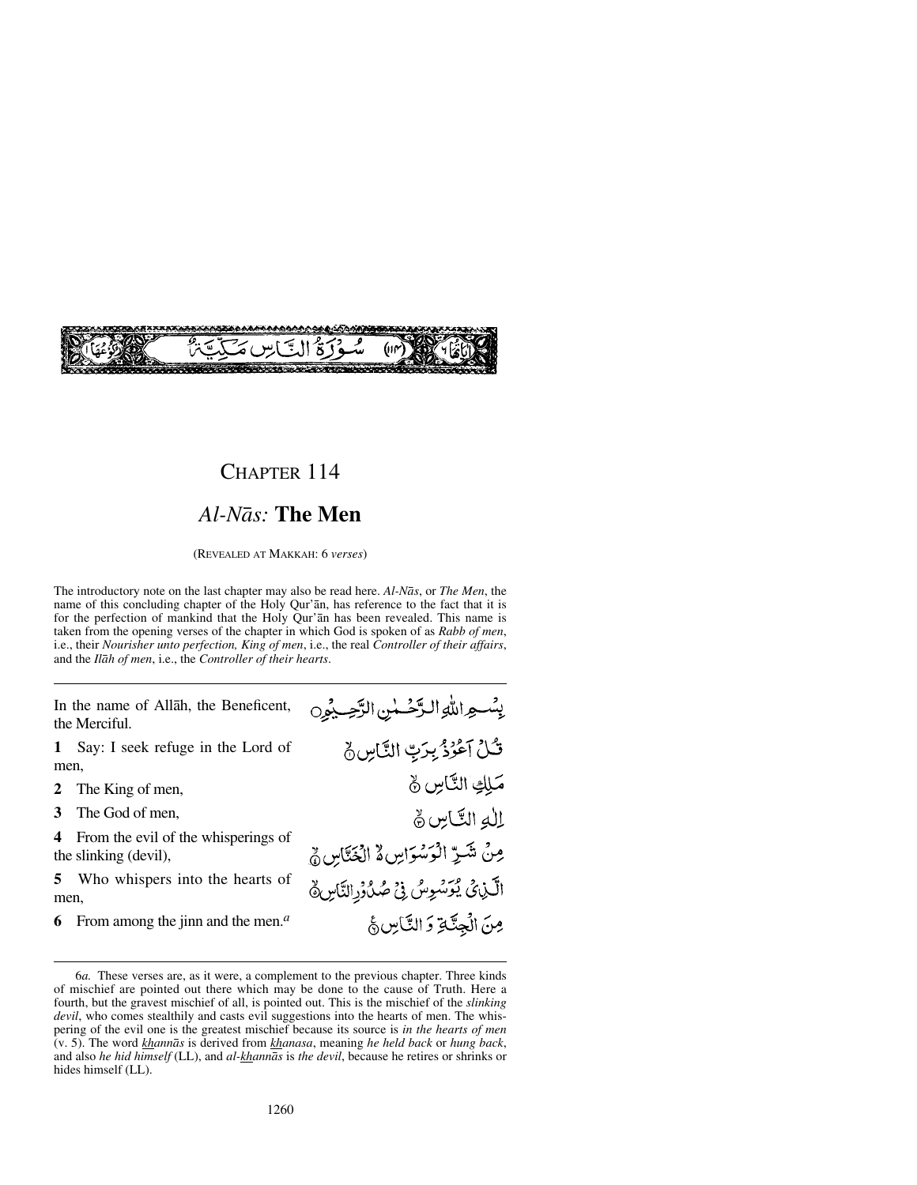سُوْرَةُ النَّاسِ مَكِّيَّةٌ (۱۱۴)

# CHAPTER 114

## *Al-Nās:* **The Men**

(REVEALED AT MAKKAH: 6 *verses*)

The introductory note on the last chapter may also be read here. *Al-Nās*, or *The Men*, the name of this concluding chapter of the Holy Qur'ān, has reference to the fact that it is for the perfection of mankind that the Holy Qur'ān has been revealed. This name is taken from the opening verses of the chapter in which God is spoken of as *Rabb of men*, i.e., their *Nourisher unto perfection, King of men*, i.e., the real *Controller of their affairs*, and the *Ilāh of men*, i.e., the *Controller of their hearts*.

---

In the name of Allāh, the Beneficent, the Merciful.

بِسْمِ اللّٰهِ الرَّحْمٰنِ الرَّحِيْمِ

**1** Say: I seek refuge in the Lord of men,

قُلْ اَعُوْذُ بِرَبِّ النَّاسِ ﴿۱﴾

**2** The King of men,

مَلِكِ النَّاسِ ﴿۲﴾

**3** The God of men,

اِلٰهِ النَّاسِ ﴿۳﴾

**4** From the evil of the whisperings of the slinking (devil),

مِنْ شَرِّ الْوَسْوَاسِ ۙ الْخَنَّاسِ ﴿۴﴾

**5** Who whispers into the hearts of men,

الَّذِيْ يُوَسْوِسُ فِيْ صُدُوْرِ النَّاسِ ﴿۵﴾

**6** From among the jinn and the men.[a]

مِنَ الْجِنَّةِ وَ النَّاسِ ﴿۶﴾

---

6*a.* These verses are, as it were, a complement to the previous chapter. Three kinds of mischief are pointed out there which may be done to the cause of Truth. Here a fourth, but the gravest mischief of all, is pointed out. This is the mischief of the *slinking devil*, who comes stealthily and casts evil suggestions into the hearts of men. The whispering of the evil one is the greatest mischief because its source is *in the hearts of men* (v. 5). The word *khannās* is derived from *khanasa*, meaning *he held back* or *hung back*, and also *he hid himself* (LL), and *al-khannās* is *the devil*, because he retires or shrinks or hides himself (LL).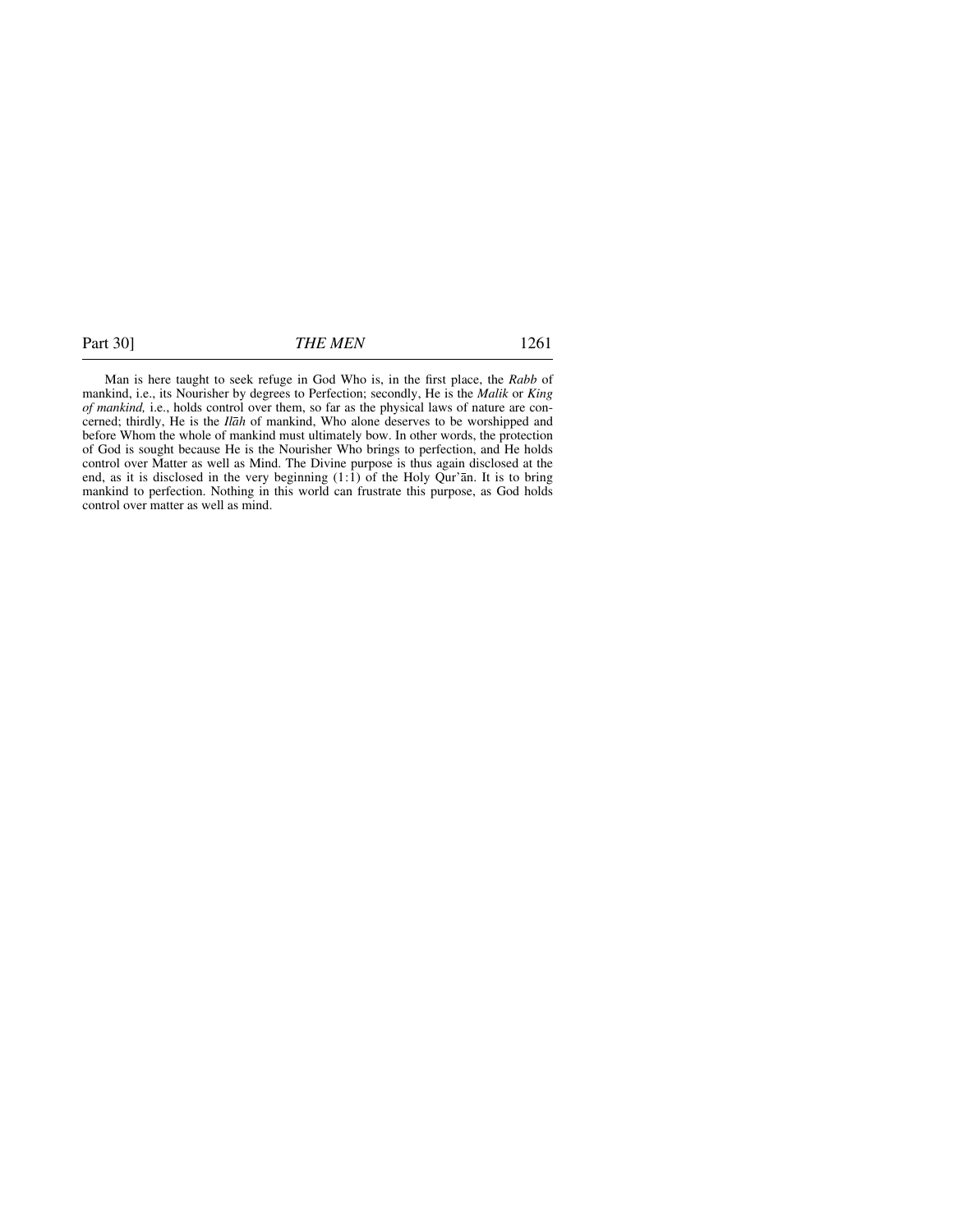Man is here taught to seek refuge in God Who is, in the first place, the *Rabb* of mankind, i.e., its Nourisher by degrees to Perfection; secondly, He is the *Malik* or *King of mankind,* i.e., holds control over them, so far as the physical laws of nature are concerned; thirdly, He is the *Ilāh* of mankind, Who alone deserves to be worshipped and before Whom the whole of mankind must ultimately bow. In other words, the protection of God is sought because He is the Nourisher Who brings to perfection, and He holds control over Matter as well as Mind. The Divine purpose is thus again disclosed at the end, as it is disclosed in the very beginning (1:1) of the Holy Qur'ān. It is to bring mankind to perfection. Nothing in this world can frustrate this purpose, as God holds control over matter as well as mind.